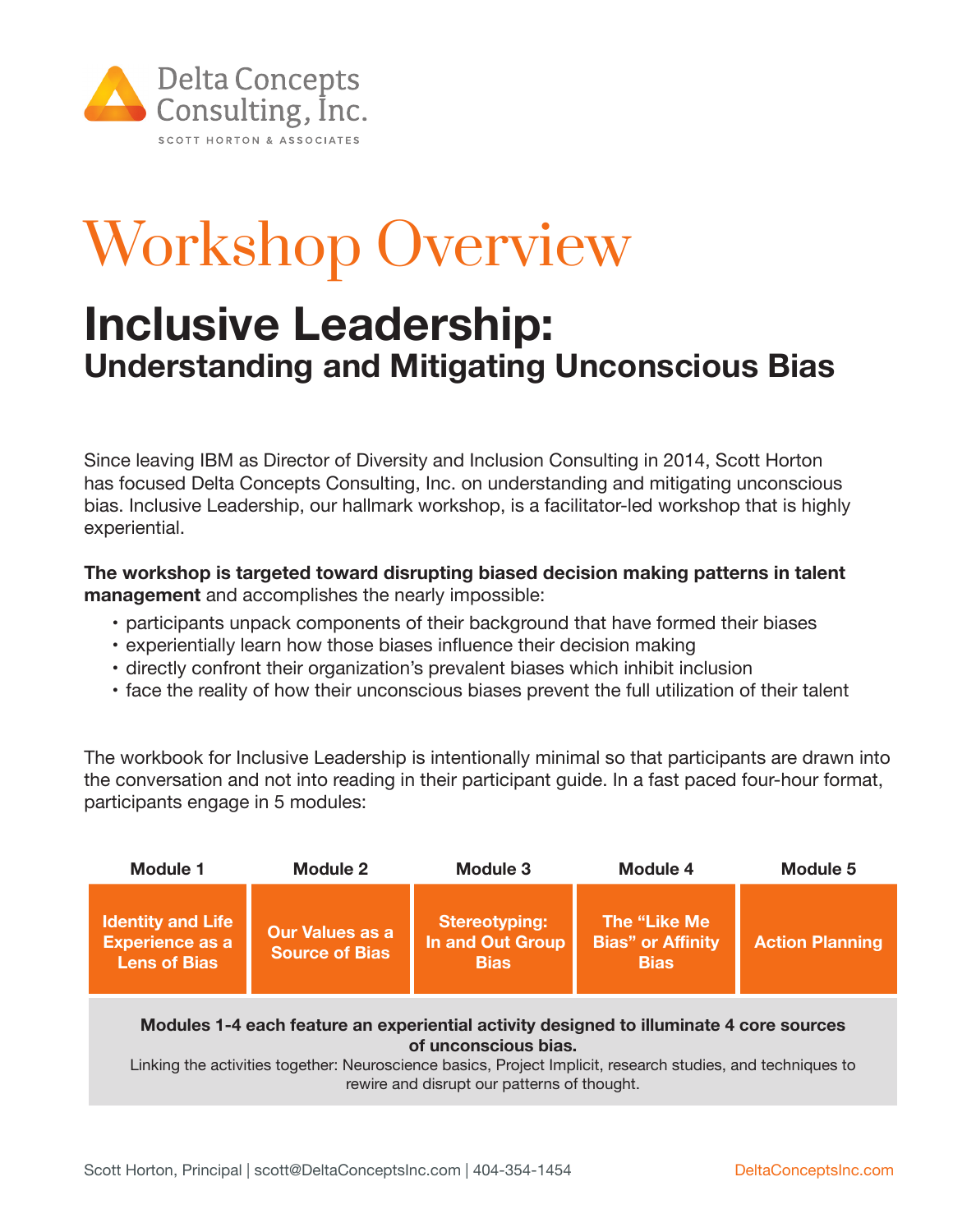Delta Concepts Consulting, Inc.

SCOTT HORTON & ASSOCIATES

# Workshop Overview

## Inclusive Leadership:
### Understanding and Mitigating Unconscious Bias

Since leaving IBM as Director of Diversity and Inclusion Consulting in 2014, Scott Horton has focused Delta Concepts Consulting, Inc. on understanding and mitigating unconscious bias. Inclusive Leadership, our hallmark workshop, is a facilitator-led workshop that is highly experiential.

**The workshop is targeted toward disrupting biased decision making patterns in talent management** and accomplishes the nearly impossible:

- participants unpack components of their background that have formed their biases
- experientially learn how those biases influence their decision making
- directly confront their organization's prevalent biases which inhibit inclusion
- face the reality of how their unconscious biases prevent the full utilization of their talent

The workbook for Inclusive Leadership is intentionally minimal so that participants are drawn into the conversation and not into reading in their participant guide. In a fast paced four-hour format, participants engage in 5 modules:

| Module 1 | Module 2 | Module 3 | Module 4 | Module 5 |
|---|---|---|---|---|
| Identity and Life Experience as a Lens of Bias | Our Values as a Source of Bias | Stereotyping: In and Out Group Bias | The "Like Me Bias" or Affinity Bias | Action Planning |

**Modules 1-4 each feature an experiential activity designed to illuminate 4 core sources of unconscious bias.**

Linking the activities together: Neuroscience basics, Project Implicit, research studies, and techniques to rewire and disrupt our patterns of thought.

Scott Horton, Principal | scott@DeltaConceptsInc.com | 404-354-1454 DeltaConceptsInc.com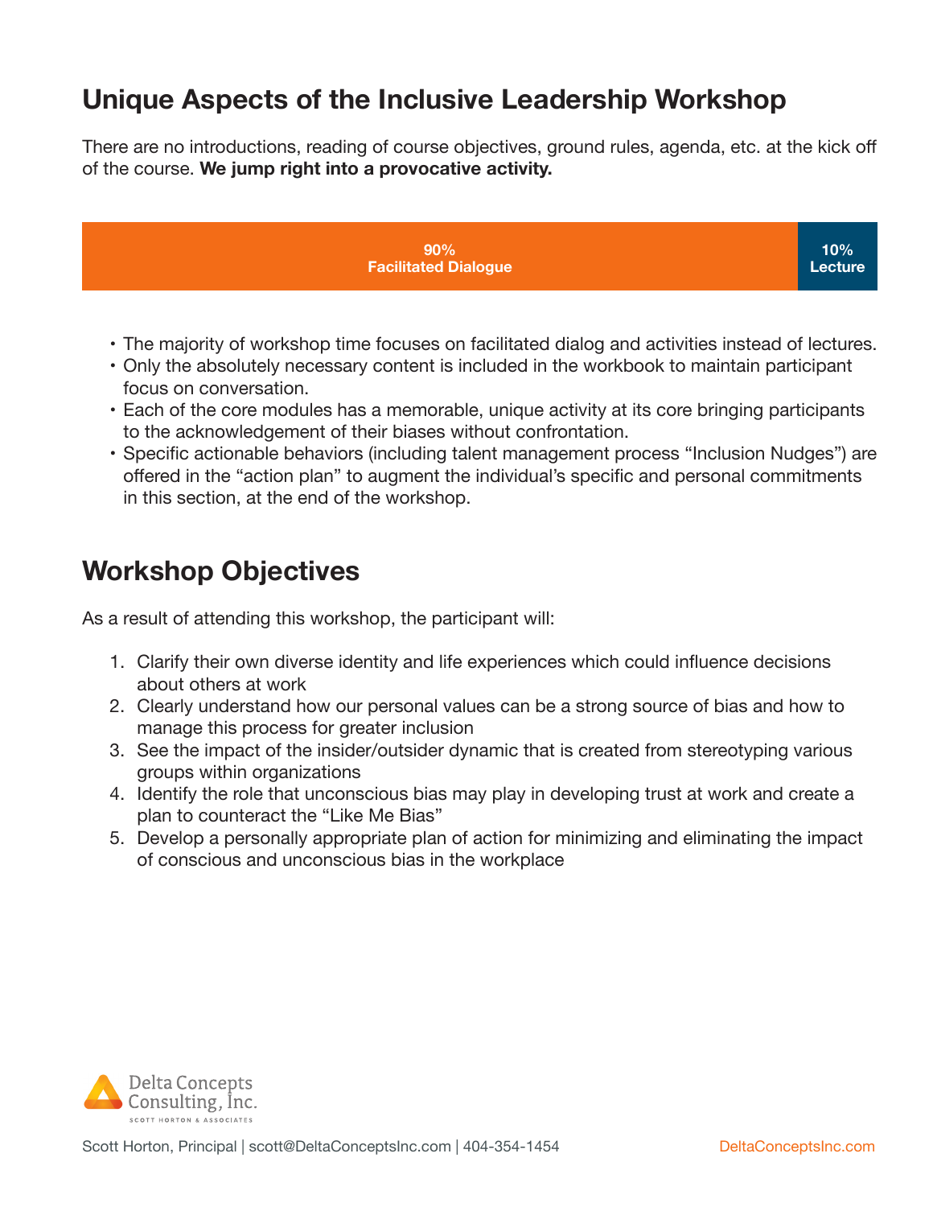# Unique Aspects of the Inclusive Leadership Workshop

There are no introductions, reading of course objectives, ground rules, agenda, etc. at the kick off of the course. **We jump right into a provocative activity.**

90%
Facilitated Dialogue

10%
Lecture

- The majority of workshop time focuses on facilitated dialog and activities instead of lectures.
- Only the absolutely necessary content is included in the workbook to maintain participant focus on conversation.
- Each of the core modules has a memorable, unique activity at its core bringing participants to the acknowledgement of their biases without confrontation.
- Specific actionable behaviors (including talent management process "Inclusion Nudges") are offered in the "action plan" to augment the individual's specific and personal commitments in this section, at the end of the workshop.

# Workshop Objectives

As a result of attending this workshop, the participant will:

1. Clarify their own diverse identity and life experiences which could influence decisions about others at work
2. Clearly understand how our personal values can be a strong source of bias and how to manage this process for greater inclusion
3. See the impact of the insider/outsider dynamic that is created from stereotyping various groups within organizations
4. Identify the role that unconscious bias may play in developing trust at work and create a plan to counteract the "Like Me Bias"
5. Develop a personally appropriate plan of action for minimizing and eliminating the impact of conscious and unconscious bias in the workplace

Delta Concepts Consulting, Inc.
SCOTT HORTON & ASSOCIATES

Scott Horton, Principal | scott@DeltaConceptsInc.com | 404-354-1454 DeltaConceptsInc.com